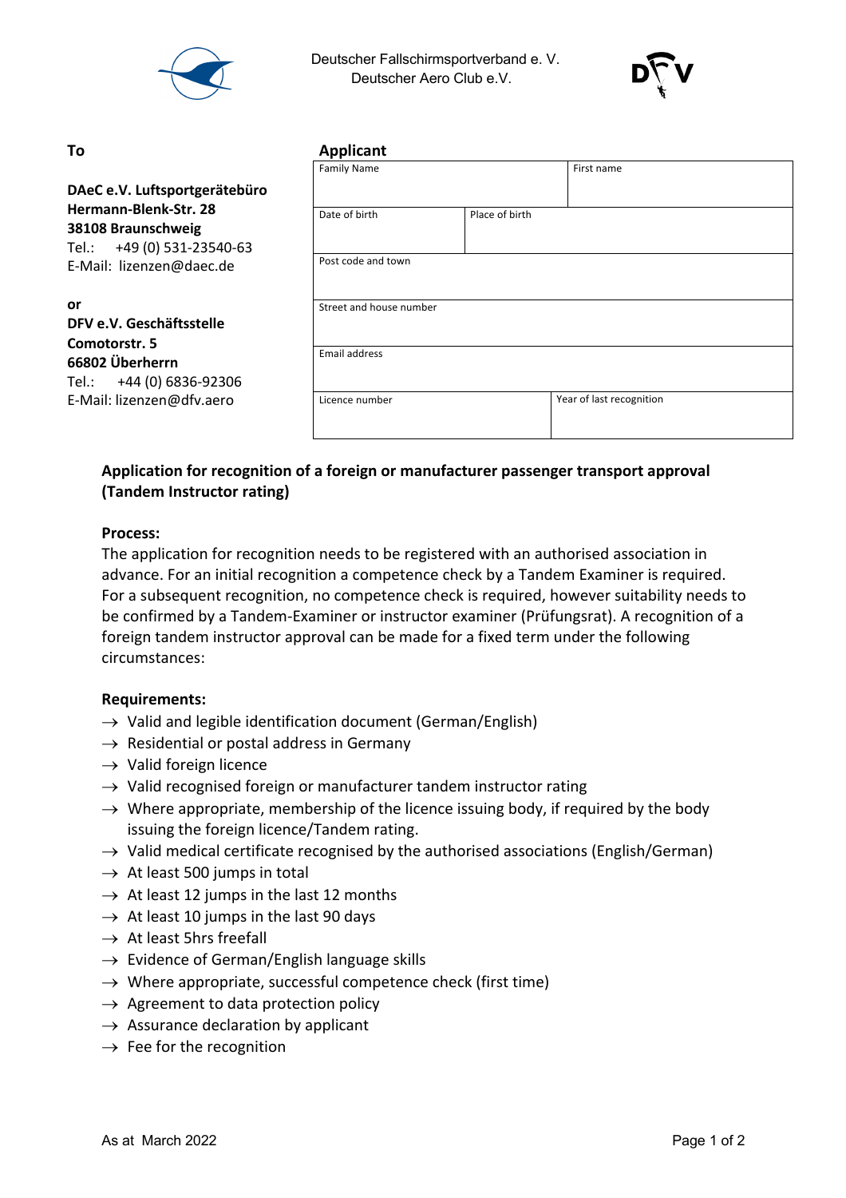Deutscher Fallschirmsportverband e. V.
Deutscher Aero Club e.V.

**To**

**DAeC e.V. Luftsportgerätebüro**
**Hermann-Blenk-Str. 28**
**38108 Braunschweig**
Tel.: +49 (0) 531-23540-63
E-Mail: lizenzen@daec.de

**or**
**DFV e.V. Geschäftsstelle**
**Comotorstr. 5**
**66802 Überherrn**
Tel.: +44 (0) 6836-92306
E-Mail: lizenzen@dfv.aero

**Applicant**

| Family Name | | First name |
|---|---|---|
| Date of birth | Place of birth | |
| Post code and town | | |
| Street and house number | | |
| Email address | | |
| Licence number | | Year of last recognition |

## Application for recognition of a foreign or manufacturer passenger transport approval (Tandem Instructor rating)

**Process:**

The application for recognition needs to be registered with an authorised association in advance. For an initial recognition a competence check by a Tandem Examiner is required. For a subsequent recognition, no competence check is required, however suitability needs to be confirmed by a Tandem-Examiner or instructor examiner (Prüfungsrat). A recognition of a foreign tandem instructor approval can be made for a fixed term under the following circumstances:

**Requirements:**

- → Valid and legible identification document (German/English)
- → Residential or postal address in Germany
- → Valid foreign licence
- → Valid recognised foreign or manufacturer tandem instructor rating
- → Where appropriate, membership of the licence issuing body, if required by the body issuing the foreign licence/Tandem rating.
- → Valid medical certificate recognised by the authorised associations (English/German)
- → At least 500 jumps in total
- → At least 12 jumps in the last 12 months
- → At least 10 jumps in the last 90 days
- → At least 5hrs freefall
- → Evidence of German/English language skills
- → Where appropriate, successful competence check (first time)
- → Agreement to data protection policy
- → Assurance declaration by applicant
- → Fee for the recognition

As at March 2022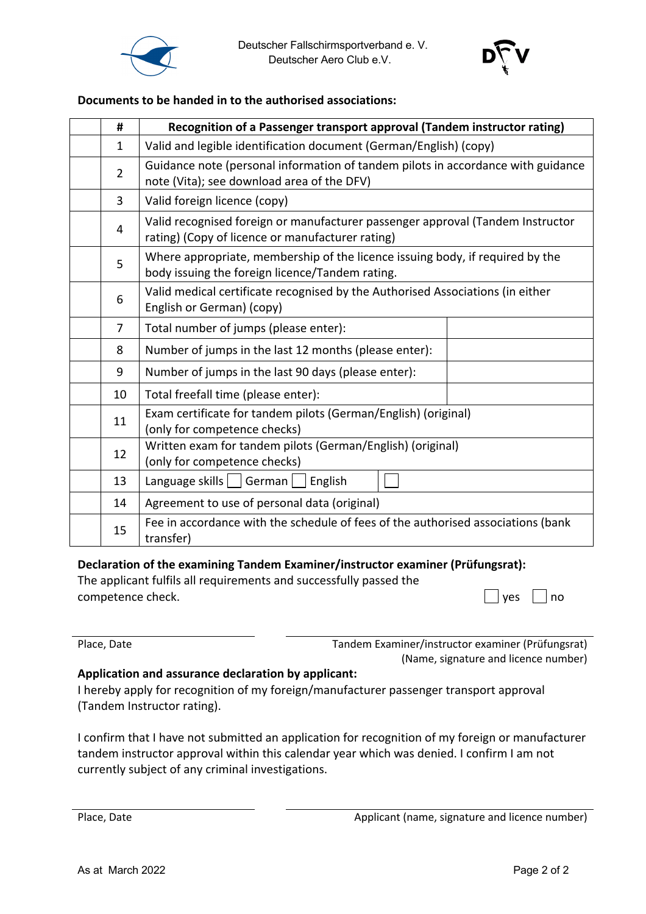Deutscher Fallschirmsportverband e. V.
Deutscher Aero Club e.V.

**Documents to be handed in to the authorised associations:**

| | # | Recognition of a Passenger transport approval (Tandem instructor rating) | |
|---|---|---|---|
| | 1 | Valid and legible identification document (German/English) (copy) | |
| | 2 | Guidance note (personal information of tandem pilots in accordance with guidance note (Vita); see download area of the DFV) | |
| | 3 | Valid foreign licence (copy) | |
| | 4 | Valid recognised foreign or manufacturer passenger approval (Tandem Instructor rating) (Copy of licence or manufacturer rating) | |
| | 5 | Where appropriate, membership of the licence issuing body, if required by the body issuing the foreign licence/Tandem rating. | |
| | 6 | Valid medical certificate recognised by the Authorised Associations (in either English or German) (copy) | |
| | 7 | Total number of jumps (please enter): | |
| | 8 | Number of jumps in the last 12 months (please enter): | |
| | 9 | Number of jumps in the last 90 days (please enter): | |
| | 10 | Total freefall time (please enter): | |
| | 11 | Exam certificate for tandem pilots (German/English) (original) (only for competence checks) | |
| | 12 | Written exam for tandem pilots (German/English) (original) (only for competence checks) | |
| | 13 | Language skills ☐ German ☐ English | ☐ |
| | 14 | Agreement to use of personal data (original) | |
| | 15 | Fee in accordance with the schedule of fees of the authorised associations (bank transfer) | |

**Declaration of the examining Tandem Examiner/instructor examiner (Prüfungsrat):**
The applicant fulfils all requirements and successfully passed the competence check. ☐ yes ☐ no

Place, Date

Tandem Examiner/instructor examiner (Prüfungsrat)
(Name, signature and licence number)

**Application and assurance declaration by applicant:**
I hereby apply for recognition of my foreign/manufacturer passenger transport approval (Tandem Instructor rating).

I confirm that I have not submitted an application for recognition of my foreign or manufacturer tandem instructor approval within this calendar year which was denied. I confirm I am not currently subject of any criminal investigations.

Place, Date

Applicant (name, signature and licence number)

As at March 2022